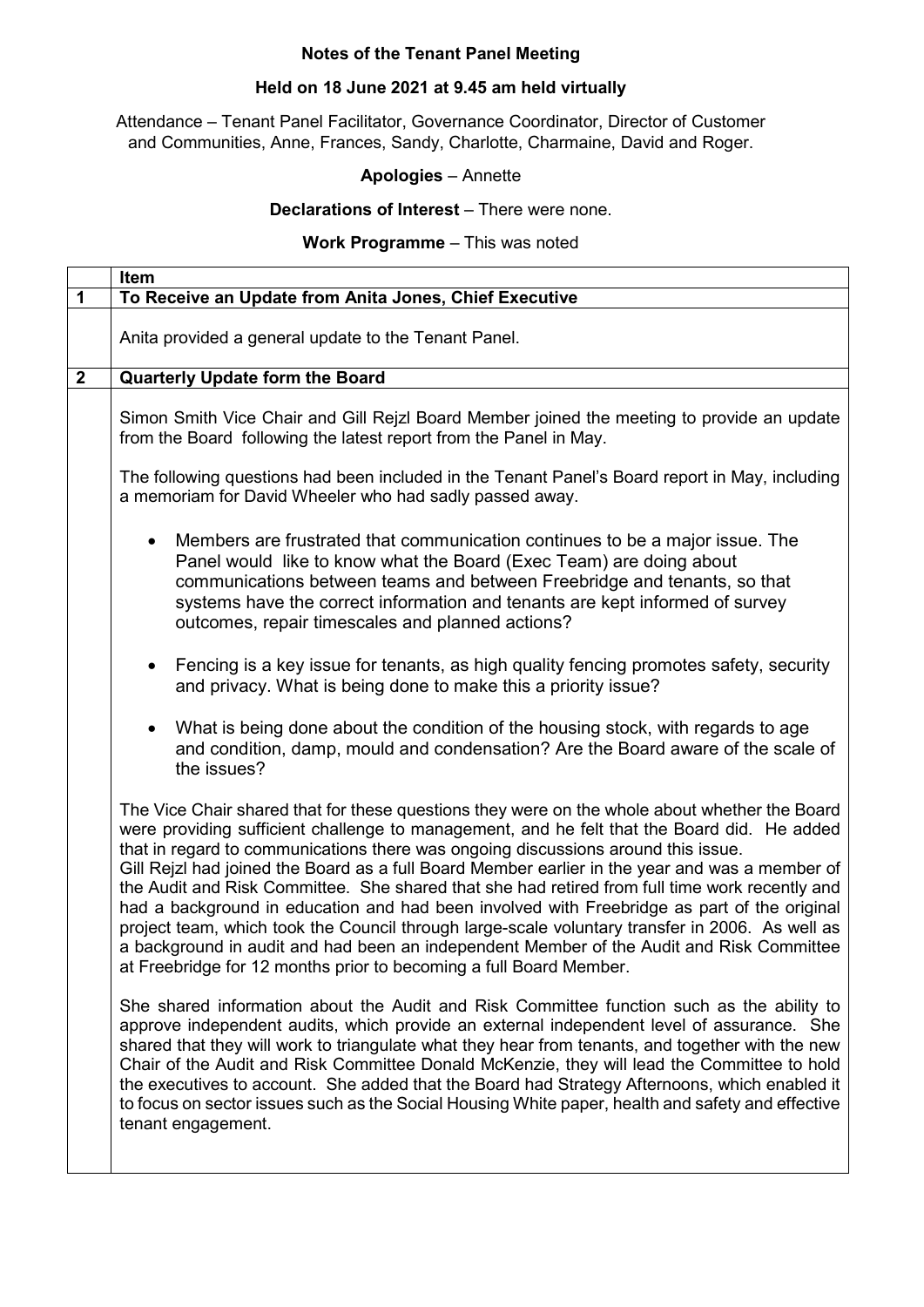# Notes of the Tenant Panel Meeting

**Held on 18 June 2021 at 9.45 am held virtually**

Attendance – Tenant Panel Facilitator, Governance Coordinator, Director of Customer and Communities, Anne, Frances, Sandy, Charlotte, Charmaine, David and Roger.

**Apologies** – Annette

**Declarations of Interest** – There were none.

**Work Programme** – This was noted

| | Item |
|---|---|
| **1** | **To Receive an Update from Anita Jones, Chief Executive** |
| | Anita provided a general update to the Tenant Panel. |
| **2** | **Quarterly Update form the Board** |
| | Simon Smith Vice Chair and Gill Rejzl Board Member joined the meeting to provide an update from the Board following the latest report from the Panel in May.<br><br>The following questions had been included in the Tenant Panel's Board report in May, including a memoriam for David Wheeler who had sadly passed away.<br><br>• Members are frustrated that communication continues to be a major issue. The Panel would like to know what the Board (Exec Team) are doing about communications between teams and between Freebridge and tenants, so that systems have the correct information and tenants are kept informed of survey outcomes, repair timescales and planned actions?<br><br>• Fencing is a key issue for tenants, as high quality fencing promotes safety, security and privacy. What is being done to make this a priority issue?<br><br>• What is being done about the condition of the housing stock, with regards to age and condition, damp, mould and condensation? Are the Board aware of the scale of the issues?<br><br>The Vice Chair shared that for these questions they were on the whole about whether the Board were providing sufficient challenge to management, and he felt that the Board did. He added that in regard to communications there was ongoing discussions around this issue.<br>Gill Rejzl had joined the Board as a full Board Member earlier in the year and was a member of the Audit and Risk Committee. She shared that she had retired from full time work recently and had a background in education and had been involved with Freebridge as part of the original project team, which took the Council through large-scale voluntary transfer in 2006. As well as a background in audit and had been an independent Member of the Audit and Risk Committee at Freebridge for 12 months prior to becoming a full Board Member.<br><br>She shared information about the Audit and Risk Committee function such as the ability to approve independent audits, which provide an external independent level of assurance. She shared that they will work to triangulate what they hear from tenants, and together with the new Chair of the Audit and Risk Committee Donald McKenzie, they will lead the Committee to hold the executives to account. She added that the Board had Strategy Afternoons, which enabled it to focus on sector issues such as the Social Housing White paper, health and safety and effective tenant engagement. |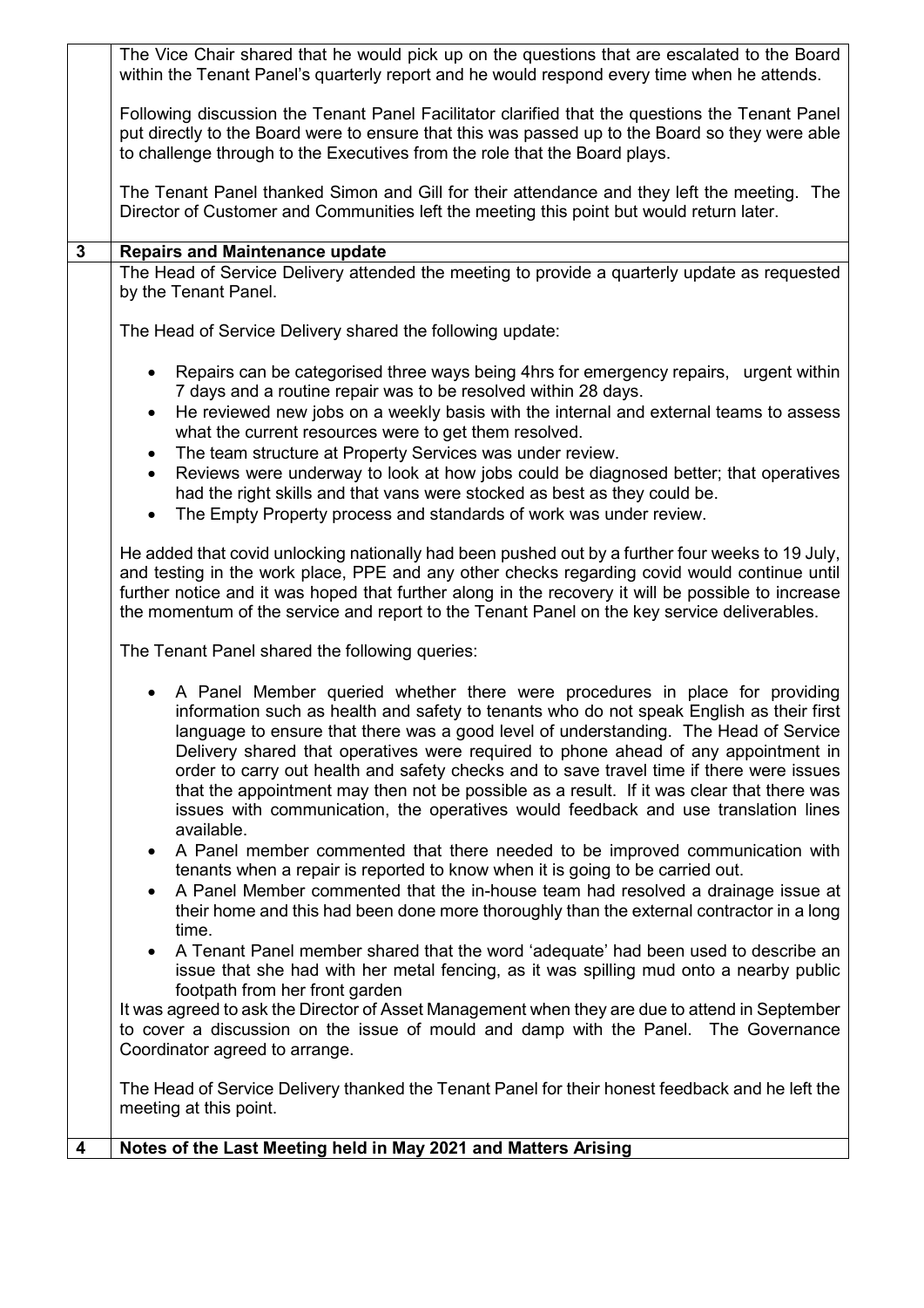| | |
|---|---|
| | The Vice Chair shared that he would pick up on the questions that are escalated to the Board within the Tenant Panel's quarterly report and he would respond every time when he attends.<br><br>Following discussion the Tenant Panel Facilitator clarified that the questions the Tenant Panel put directly to the Board were to ensure that this was passed up to the Board so they were able to challenge through to the Executives from the role that the Board plays.<br><br>The Tenant Panel thanked Simon and Gill for their attendance and they left the meeting. The Director of Customer and Communities left the meeting this point but would return later. |
| **3** | **Repairs and Maintenance update** |
| | The Head of Service Delivery attended the meeting to provide a quarterly update as requested by the Tenant Panel.<br><br>The Head of Service Delivery shared the following update:<br><br>• Repairs can be categorised three ways being 4hrs for emergency repairs, urgent within 7 days and a routine repair was to be resolved within 28 days.<br>• He reviewed new jobs on a weekly basis with the internal and external teams to assess what the current resources were to get them resolved.<br>• The team structure at Property Services was under review.<br>• Reviews were underway to look at how jobs could be diagnosed better; that operatives had the right skills and that vans were stocked as best as they could be.<br>• The Empty Property process and standards of work was under review.<br><br>He added that covid unlocking nationally had been pushed out by a further four weeks to 19 July, and testing in the work place, PPE and any other checks regarding covid would continue until further notice and it was hoped that further along in the recovery it will be possible to increase the momentum of the service and report to the Tenant Panel on the key service deliverables.<br><br>The Tenant Panel shared the following queries:<br><br>• A Panel Member queried whether there were procedures in place for providing information such as health and safety to tenants who do not speak English as their first language to ensure that there was a good level of understanding. The Head of Service Delivery shared that operatives were required to phone ahead of any appointment in order to carry out health and safety checks and to save travel time if there were issues that the appointment may then not be possible as a result. If it was clear that there was issues with communication, the operatives would feedback and use translation lines available.<br>• A Panel member commented that there needed to be improved communication with tenants when a repair is reported to know when it is going to be carried out.<br>• A Panel Member commented that the in-house team had resolved a drainage issue at their home and this had been done more thoroughly than the external contractor in a long time.<br>• A Tenant Panel member shared that the word 'adequate' had been used to describe an issue that she had with her metal fencing, as it was spilling mud onto a nearby public footpath from her front garden<br><br>It was agreed to ask the Director of Asset Management when they are due to attend in September to cover a discussion on the issue of mould and damp with the Panel. The Governance Coordinator agreed to arrange.<br><br>The Head of Service Delivery thanked the Tenant Panel for their honest feedback and he left the meeting at this point. |
| **4** | **Notes of the Last Meeting held in May 2021 and Matters Arising** |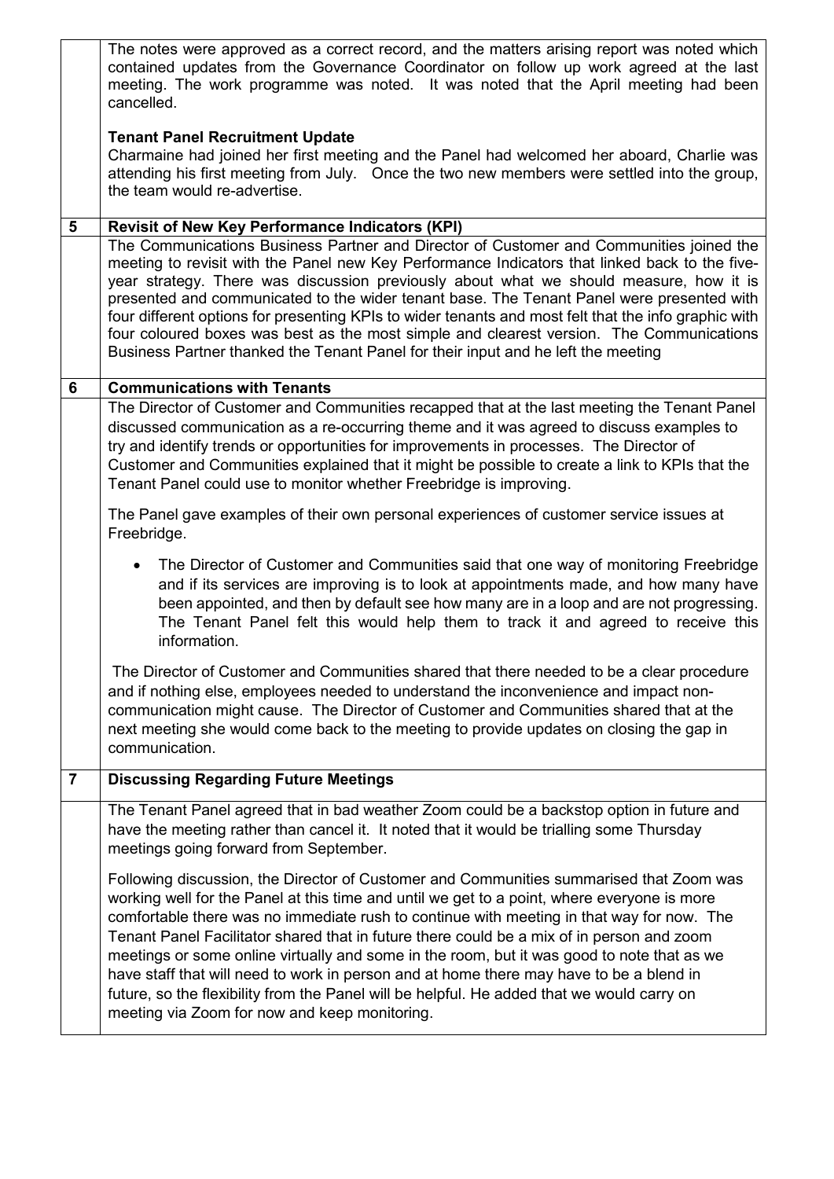| | |
|---|---|
| | The notes were approved as a correct record, and the matters arising report was noted which contained updates from the Governance Coordinator on follow up work agreed at the last meeting. The work programme was noted. It was noted that the April meeting had been cancelled.<br><br>**Tenant Panel Recruitment Update**<br>Charmaine had joined her first meeting and the Panel had welcomed her aboard, Charlie was attending his first meeting from July. Once the two new members were settled into the group, the team would re-advertise. |
| **5** | **Revisit of New Key Performance Indicators (KPI)** |
| | The Communications Business Partner and Director of Customer and Communities joined the meeting to revisit with the Panel new Key Performance Indicators that linked back to the five-year strategy. There was discussion previously about what we should measure, how it is presented and communicated to the wider tenant base. The Tenant Panel were presented with four different options for presenting KPIs to wider tenants and most felt that the info graphic with four coloured boxes was best as the most simple and clearest version. The Communications Business Partner thanked the Tenant Panel for their input and he left the meeting |
| **6** | **Communications with Tenants** |
| | The Director of Customer and Communities recapped that at the last meeting the Tenant Panel discussed communication as a re-occurring theme and it was agreed to discuss examples to try and identify trends or opportunities for improvements in processes. The Director of Customer and Communities explained that it might be possible to create a link to KPIs that the Tenant Panel could use to monitor whether Freebridge is improving.<br><br>The Panel gave examples of their own personal experiences of customer service issues at Freebridge.<br><br>• The Director of Customer and Communities said that one way of monitoring Freebridge and if its services are improving is to look at appointments made, and how many have been appointed, and then by default see how many are in a loop and are not progressing. The Tenant Panel felt this would help them to track it and agreed to receive this information.<br><br>The Director of Customer and Communities shared that there needed to be a clear procedure and if nothing else, employees needed to understand the inconvenience and impact non-communication might cause. The Director of Customer and Communities shared that at the next meeting she would come back to the meeting to provide updates on closing the gap in communication. |
| **7** | **Discussing Regarding Future Meetings** |
| | The Tenant Panel agreed that in bad weather Zoom could be a backstop option in future and have the meeting rather than cancel it. It noted that it would be trialling some Thursday meetings going forward from September.<br><br>Following discussion, the Director of Customer and Communities summarised that Zoom was working well for the Panel at this time and until we get to a point, where everyone is more comfortable there was no immediate rush to continue with meeting in that way for now. The Tenant Panel Facilitator shared that in future there could be a mix of in person and zoom meetings or some online virtually and some in the room, but it was good to note that as we have staff that will need to work in person and at home there may have to be a blend in future, so the flexibility from the Panel will be helpful. He added that we would carry on meeting via Zoom for now and keep monitoring. |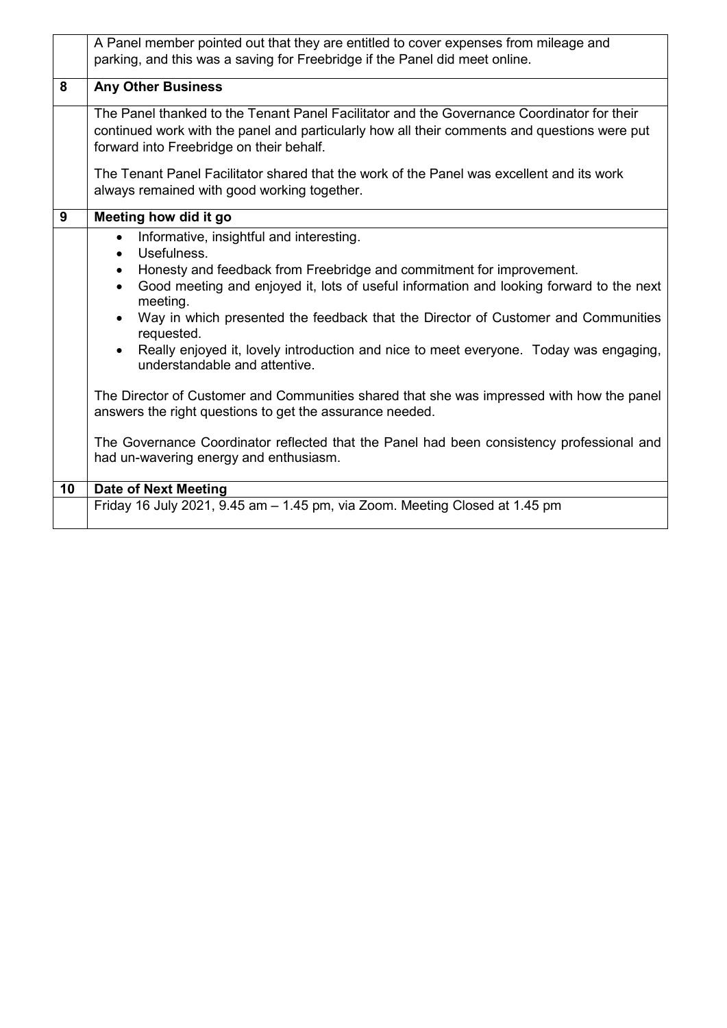| | |
|---|---|
| | A Panel member pointed out that they are entitled to cover expenses from mileage and parking, and this was a saving for Freebridge if the Panel did meet online. |
| **8** | **Any Other Business** |
| | The Panel thanked to the Tenant Panel Facilitator and the Governance Coordinator for their continued work with the panel and particularly how all their comments and questions were put forward into Freebridge on their behalf.<br><br>The Tenant Panel Facilitator shared that the work of the Panel was excellent and its work always remained with good working together. |
| **9** | **Meeting how did it go** |
| | • Informative, insightful and interesting.<br>• Usefulness.<br>• Honesty and feedback from Freebridge and commitment for improvement.<br>• Good meeting and enjoyed it, lots of useful information and looking forward to the next meeting.<br>• Way in which presented the feedback that the Director of Customer and Communities requested.<br>• Really enjoyed it, lovely introduction and nice to meet everyone. Today was engaging, understandable and attentive.<br><br>The Director of Customer and Communities shared that she was impressed with how the panel answers the right questions to get the assurance needed.<br><br>The Governance Coordinator reflected that the Panel had been consistency professional and had un-wavering energy and enthusiasm. |
| **10** | **Date of Next Meeting** |
| | Friday 16 July 2021, 9.45 am – 1.45 pm, via Zoom. Meeting Closed at 1.45 pm |